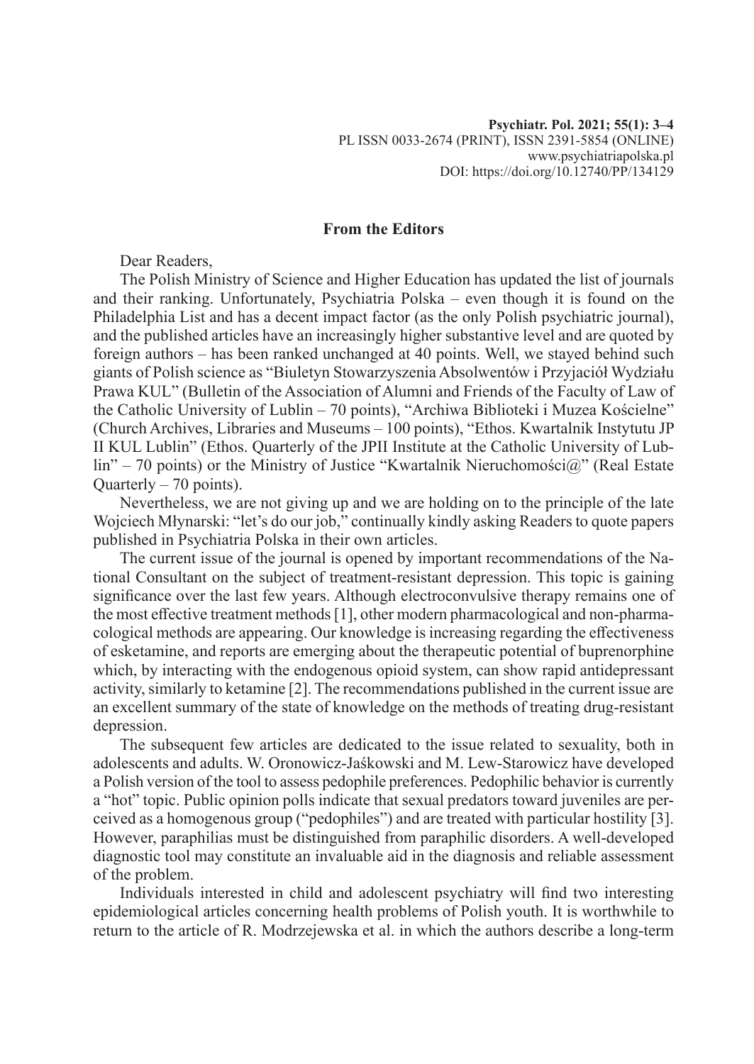## From the Editors

Dear Readers,

The Polish Ministry of Science and Higher Education has updated the list of journals and their ranking. Unfortunately, Psychiatria Polska – even though it is found on the Philadelphia List and has a decent impact factor (as the only Polish psychiatric journal), and the published articles have an increasingly higher substantive level and are quoted by foreign authors – has been ranked unchanged at 40 points. Well, we stayed behind such giants of Polish science as "Biuletyn Stowarzyszenia Absolwentów i Przyjaciół Wydziału Prawa KUL" (Bulletin of the Association of Alumni and Friends of the Faculty of Law of the Catholic University of Lublin – 70 points), "Archiwa Biblioteki i Muzea Kościelne" (Church Archives, Libraries and Museums – 100 points), "Ethos. Kwartalnik Instytutu JP II KUL Lublin" (Ethos. Quarterly of the JPII Institute at the Catholic University of Lublin" – 70 points) or the Ministry of Justice "Kwartalnik Nieruchomości@" (Real Estate Quarterly – 70 points).

Nevertheless, we are not giving up and we are holding on to the principle of the late Wojciech Młynarski: "let's do our job," continually kindly asking Readers to quote papers published in Psychiatria Polska in their own articles.

The current issue of the journal is opened by important recommendations of the National Consultant on the subject of treatment-resistant depression. This topic is gaining significance over the last few years. Although electroconvulsive therapy remains one of the most effective treatment methods [1], other modern pharmacological and non-pharmacological methods are appearing. Our knowledge is increasing regarding the effectiveness of esketamine, and reports are emerging about the therapeutic potential of buprenorphine which, by interacting with the endogenous opioid system, can show rapid antidepressant activity, similarly to ketamine [2]. The recommendations published in the current issue are an excellent summary of the state of knowledge on the methods of treating drug-resistant depression.

The subsequent few articles are dedicated to the issue related to sexuality, both in adolescents and adults. W. Oronowicz-Jaśkowski and M. Lew-Starowicz have developed a Polish version of the tool to assess pedophile preferences. Pedophilic behavior is currently a "hot" topic. Public opinion polls indicate that sexual predators toward juveniles are perceived as a homogenous group ("pedophiles") and are treated with particular hostility [3]. However, paraphilias must be distinguished from paraphilic disorders. A well-developed diagnostic tool may constitute an invaluable aid in the diagnosis and reliable assessment of the problem.

Individuals interested in child and adolescent psychiatry will find two interesting epidemiological articles concerning health problems of Polish youth. It is worthwhile to return to the article of R. Modrzejewska et al. in which the authors describe a long-term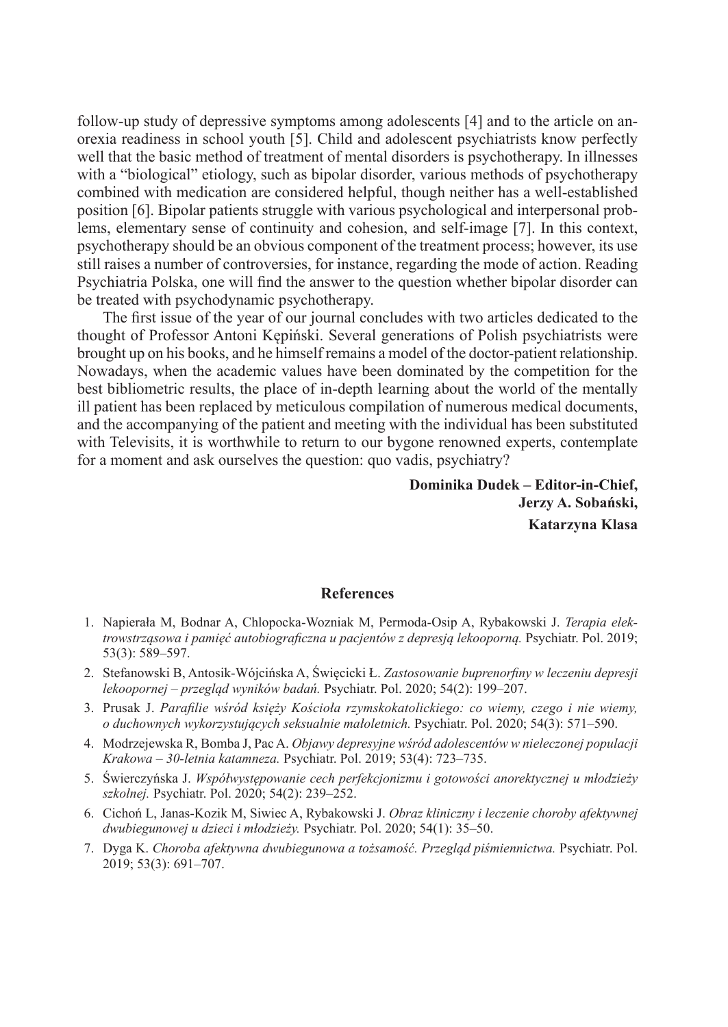follow-up study of depressive symptoms among adolescents [4] and to the article on anorexia readiness in school youth [5]. Child and adolescent psychiatrists know perfectly well that the basic method of treatment of mental disorders is psychotherapy. In illnesses with a "biological" etiology, such as bipolar disorder, various methods of psychotherapy combined with medication are considered helpful, though neither has a well-established position [6]. Bipolar patients struggle with various psychological and interpersonal problems, elementary sense of continuity and cohesion, and self-image [7]. In this context, psychotherapy should be an obvious component of the treatment process; however, its use still raises a number of controversies, for instance, regarding the mode of action. Reading Psychiatria Polska, one will find the answer to the question whether bipolar disorder can be treated with psychodynamic psychotherapy.

The first issue of the year of our journal concludes with two articles dedicated to the thought of Professor Antoni Kępiński. Several generations of Polish psychiatrists were brought up on his books, and he himself remains a model of the doctor-patient relationship. Nowadays, when the academic values have been dominated by the competition for the best bibliometric results, the place of in-depth learning about the world of the mentally ill patient has been replaced by meticulous compilation of numerous medical documents, and the accompanying of the patient and meeting with the individual has been substituted with Televisits, it is worthwhile to return to our bygone renowned experts, contemplate for a moment and ask ourselves the question: quo vadis, psychiatry?

**Dominika Dudek – Editor-in-Chief,**
**Jerzy A. Sobański,**
**Katarzyna Klasa**

## References

1. Napierała M, Bodnar A, Chlopocka-Wozniak M, Permoda-Osip A, Rybakowski J. *Terapia elektrowstrząsowa i pamięć autobiograficzna u pacjentów z depresją lekooporną.* Psychiatr. Pol. 2019; 53(3): 589–597.
2. Stefanowski B, Antosik-Wójcińska A, Święcicki Ł. *Zastosowanie buprenorfiny w leczeniu depresji lekoopornej – przegląd wyników badań.* Psychiatr. Pol. 2020; 54(2): 199–207.
3. Prusak J. *Parafilie wśród księży Kościoła rzymskokatolickiego: co wiemy, czego i nie wiemy, o duchownych wykorzystujących seksualnie małoletnich.* Psychiatr. Pol. 2020; 54(3): 571–590.
4. Modrzejewska R, Bomba J, Pac A. *Objawy depresyjne wśród adolescentów w nieleczonej populacji Krakowa – 30-letnia katamneza.* Psychiatr. Pol. 2019; 53(4): 723–735.
5. Świerczyńska J. *Współwystępowanie cech perfekcjonizmu i gotowości anorektycznej u młodzieży szkolnej.* Psychiatr. Pol. 2020; 54(2): 239–252.
6. Cichoń L, Janas-Kozik M, Siwiec A, Rybakowski J. *Obraz kliniczny i leczenie choroby afektywnej dwubiegunowej u dzieci i młodzieży.* Psychiatr. Pol. 2020; 54(1): 35–50.
7. Dyga K. *Choroba afektywna dwubiegunowa a tożsamość. Przegląd piśmiennictwa.* Psychiatr. Pol. 2019; 53(3): 691–707.